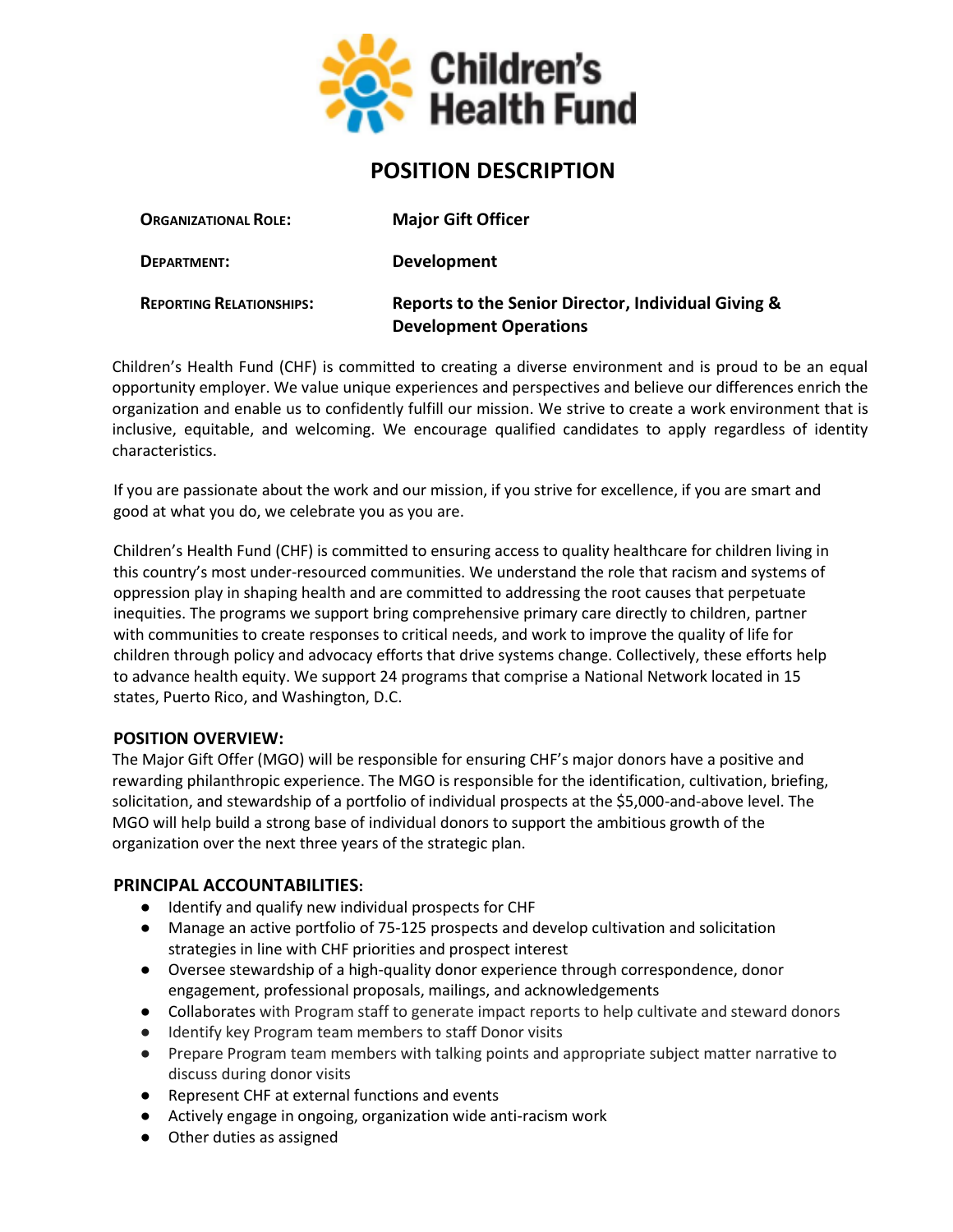Children's Health Fund

# POSITION DESCRIPTION

| | |
|---|---|
| **ORGANIZATIONAL ROLE:** | **Major Gift Officer** |
| **DEPARTMENT:** | **Development** |
| **REPORTING RELATIONSHIPS:** | **Reports to the Senior Director, Individual Giving & Development Operations** |

Children's Health Fund (CHF) is committed to creating a diverse environment and is proud to be an equal opportunity employer. We value unique experiences and perspectives and believe our differences enrich the organization and enable us to confidently fulfill our mission. We strive to create a work environment that is inclusive, equitable, and welcoming. We encourage qualified candidates to apply regardless of identity characteristics.

If you are passionate about the work and our mission, if you strive for excellence, if you are smart and good at what you do, we celebrate you as you are.

Children's Health Fund (CHF) is committed to ensuring access to quality healthcare for children living in this country's most under-resourced communities. We understand the role that racism and systems of oppression play in shaping health and are committed to addressing the root causes that perpetuate inequities. The programs we support bring comprehensive primary care directly to children, partner with communities to create responses to critical needs, and work to improve the quality of life for children through policy and advocacy efforts that drive systems change. Collectively, these efforts help to advance health equity. We support 24 programs that comprise a National Network located in 15 states, Puerto Rico, and Washington, D.C.

## POSITION OVERVIEW:

The Major Gift Offer (MGO) will be responsible for ensuring CHF's major donors have a positive and rewarding philanthropic experience. The MGO is responsible for the identification, cultivation, briefing, solicitation, and stewardship of a portfolio of individual prospects at the $5,000-and-above level. The MGO will help build a strong base of individual donors to support the ambitious growth of the organization over the next three years of the strategic plan.

## PRINCIPAL ACCOUNTABILITIES:

- Identify and qualify new individual prospects for CHF
- Manage an active portfolio of 75-125 prospects and develop cultivation and solicitation strategies in line with CHF priorities and prospect interest
- Oversee stewardship of a high-quality donor experience through correspondence, donor engagement, professional proposals, mailings, and acknowledgements
- Collaborates with Program staff to generate impact reports to help cultivate and steward donors
- Identify key Program team members to staff Donor visits
- Prepare Program team members with talking points and appropriate subject matter narrative to discuss during donor visits
- Represent CHF at external functions and events
- Actively engage in ongoing, organization wide anti-racism work
- Other duties as assigned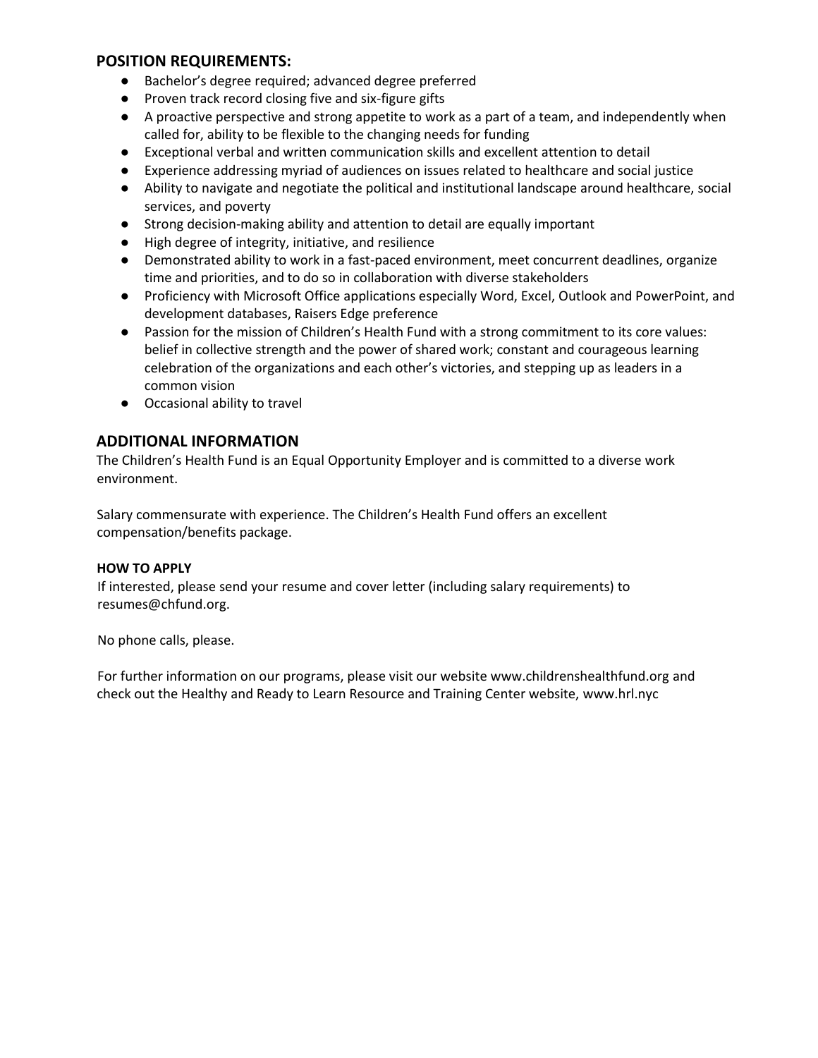## POSITION REQUIREMENTS:

- Bachelor's degree required; advanced degree preferred
- Proven track record closing five and six-figure gifts
- A proactive perspective and strong appetite to work as a part of a team, and independently when called for, ability to be flexible to the changing needs for funding
- Exceptional verbal and written communication skills and excellent attention to detail
- Experience addressing myriad of audiences on issues related to healthcare and social justice
- Ability to navigate and negotiate the political and institutional landscape around healthcare, social services, and poverty
- Strong decision-making ability and attention to detail are equally important
- High degree of integrity, initiative, and resilience
- Demonstrated ability to work in a fast-paced environment, meet concurrent deadlines, organize time and priorities, and to do so in collaboration with diverse stakeholders
- Proficiency with Microsoft Office applications especially Word, Excel, Outlook and PowerPoint, and development databases, Raisers Edge preference
- Passion for the mission of Children's Health Fund with a strong commitment to its core values: belief in collective strength and the power of shared work; constant and courageous learning celebration of the organizations and each other's victories, and stepping up as leaders in a common vision
- Occasional ability to travel

## ADDITIONAL INFORMATION

The Children's Health Fund is an Equal Opportunity Employer and is committed to a diverse work environment.

Salary commensurate with experience. The Children's Health Fund offers an excellent compensation/benefits package.

**HOW TO APPLY**

If interested, please send your resume and cover letter (including salary requirements) to resumes@chfund.org.

No phone calls, please.

For further information on our programs, please visit our website www.childrenshealthfund.org and check out the Healthy and Ready to Learn Resource and Training Center website, www.hrl.nyc